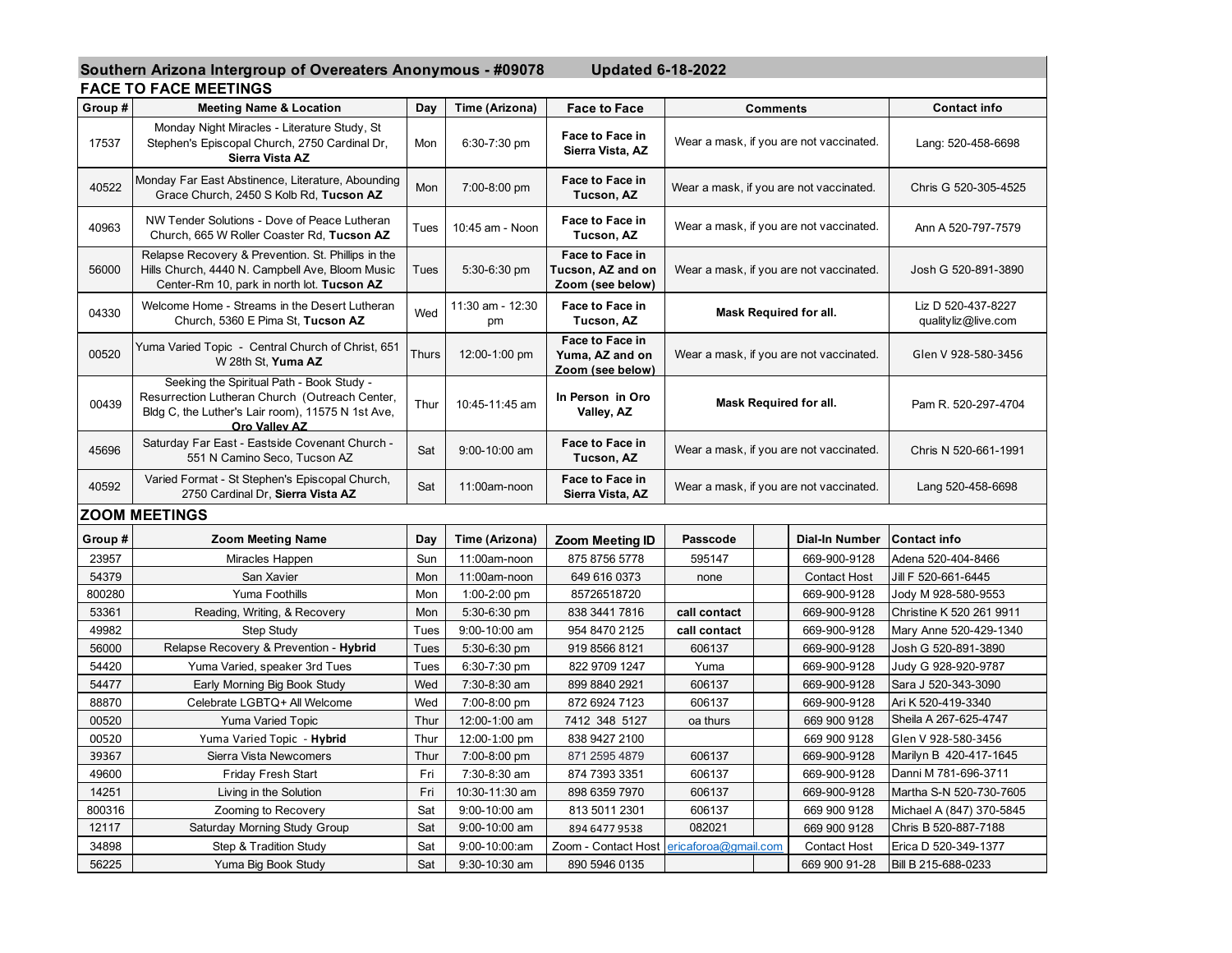## Southern Arizona Intergroup of Overeaters Anonymous - #09078 Updated 6-18-2022

### FACE TO FACE MEETINGS

| Group # | Meeting Name & Location | Day | Time (Arizona) | Face to Face | Comments | Contact info |
|---|---|---|---|---|---|---|
| 17537 | Monday Night Miracles - Literature Study, St Stephen's Episcopal Church, 2750 Cardinal Dr, **Sierra Vista AZ** | Mon | 6:30-7:30 pm | **Face to Face in Sierra Vista, AZ** | Wear a mask, if you are not vaccinated. | Lang: 520-458-6698 |
| 40522 | Monday Far East Abstinence, Literature, Abounding Grace Church, 2450 S Kolb Rd, **Tucson AZ** | Mon | 7:00-8:00 pm | **Face to Face in Tucson, AZ** | Wear a mask, if you are not vaccinated. | Chris G 520-305-4525 |
| 40963 | NW Tender Solutions - Dove of Peace Lutheran Church, 665 W Roller Coaster Rd, **Tucson AZ** | Tues | 10:45 am - Noon | **Face to Face in Tucson, AZ** | Wear a mask, if you are not vaccinated. | Ann A 520-797-7579 |
| 56000 | Relapse Recovery & Prevention. St. Phillips in the Hills Church, 4440 N. Campbell Ave, Bloom Music Center-Rm 10, park in north lot. **Tucson AZ** | Tues | 5:30-6:30 pm | **Face to Face in Tucson, AZ and on Zoom (see below)** | Wear a mask, if you are not vaccinated. | Josh G 520-891-3890 |
| 04330 | Welcome Home - Streams in the Desert Lutheran Church, 5360 E Pima St, **Tucson AZ** | Wed | 11:30 am - 12:30 pm | **Face to Face in Tucson, AZ** | **Mask Required for all.** | Liz D 520-437-8227 qualityliz@live.com |
| 00520 | Yuma Varied Topic - Central Church of Christ, 651 W 28th St, **Yuma AZ** | Thurs | 12:00-1:00 pm | **Face to Face in Yuma, AZ and on Zoom (see below)** | Wear a mask, if you are not vaccinated. | Glen V 928-580-3456 |
| 00439 | Seeking the Spiritual Path - Book Study - Resurrection Lutheran Church (Outreach Center, Bldg C, the Luther's Lair room), 11575 N 1st Ave, **Oro Valley AZ** | Thur | 10:45-11:45 am | **In Person in Oro Valley, AZ** | **Mask Required for all.** | Pam R. 520-297-4704 |
| 45696 | Saturday Far East - Eastside Covenant Church - 551 N Camino Seco, Tucson AZ | Sat | 9:00-10:00 am | **Face to Face in Tucson, AZ** | Wear a mask, if you are not vaccinated. | Chris N 520-661-1991 |
| 40592 | Varied Format - St Stephen's Episcopal Church, 2750 Cardinal Dr, **Sierra Vista AZ** | Sat | 11:00am-noon | **Face to Face in Sierra Vista, AZ** | Wear a mask, if you are not vaccinated. | Lang 520-458-6698 |

### ZOOM MEETINGS

| Group # | Zoom Meeting Name | Day | Time (Arizona) | Zoom Meeting ID | Passcode | | Dial-In Number | Contact info |
|---|---|---|---|---|---|---|---|---|
| 23957 | Miracles Happen | Sun | 11:00am-noon | 875 8756 5778 | 595147 | | 669-900-9128 | Adena 520-404-8466 |
| 54379 | San Xavier | Mon | 11:00am-noon | 649 616 0373 | none | | Contact Host | Jill F 520-661-6445 |
| 800280 | Yuma Foothills | Mon | 1:00-2:00 pm | 85726518720 | | | 669-900-9128 | Jody M 928-580-9553 |
| 53361 | Reading, Writing, & Recovery | Mon | 5:30-6:30 pm | 838 3441 7816 | **call contact** | | 669-900-9128 | Christine K 520 261 9911 |
| 49982 | Step Study | Tues | 9:00-10:00 am | 954 8470 2125 | **call contact** | | 669-900-9128 | Mary Anne 520-429-1340 |
| 56000 | Relapse Recovery & Prevention - **Hybrid** | Tues | 5:30-6:30 pm | 919 8566 8121 | 606137 | | 669-900-9128 | Josh G 520-891-3890 |
| 54420 | Yuma Varied, speaker 3rd Tues | Tues | 6:30-7:30 pm | 822 9709 1247 | Yuma | | 669-900-9128 | Judy G 928-920-9787 |
| 54477 | Early Morning Big Book Study | Wed | 7:30-8:30 am | 899 8840 2921 | 606137 | | 669-900-9128 | Sara J 520-343-3090 |
| 88870 | Celebrate LGBTQ+ All Welcome | Wed | 7:00-8:00 pm | 872 6924 7123 | 606137 | | 669-900-9128 | Ari K 520-419-3340 |
| 00520 | Yuma Varied Topic | Thur | 12:00-1:00 am | 7412 348 5127 | oa thurs | | 669 900 9128 | Sheila A 267-625-4747 |
| 00520 | Yuma Varied Topic - **Hybrid** | Thur | 12:00-1:00 pm | 838 9427 2100 | | | 669 900 9128 | Glen V 928-580-3456 |
| 39367 | Sierra Vista Newcomers | Thur | 7:00-8:00 pm | 871 2595 4879 | 606137 | | 669-900-9128 | Marilyn B 420-417-1645 |
| 49600 | Friday Fresh Start | Fri | 7:30-8:30 am | 874 7393 3351 | 606137 | | 669-900-9128 | Danni M 781-696-3711 |
| 14251 | Living in the Solution | Fri | 10:30-11:30 am | 898 6359 7970 | 606137 | | 669-900-9128 | Martha S-N 520-730-7605 |
| 800316 | Zooming to Recovery | Sat | 9:00-10:00 am | 813 5011 2301 | 606137 | | 669 900 9128 | Michael A (847) 370-5845 |
| 12117 | Saturday Morning Study Group | Sat | 9:00-10:00 am | 894 6477 9538 | 082021 | | 669 900 9128 | Chris B 520-887-7188 |
| 34898 | Step & Tradition Study | Sat | 9:00-10:00:am | Zoom - Contact Host | ericaforoa@gmail.com | | Contact Host | Erica D 520-349-1377 |
| 56225 | Yuma Big Book Study | Sat | 9:30-10:30 am | 890 5946 0135 | | | 669 900 91-28 | Bill B 215-688-0233 |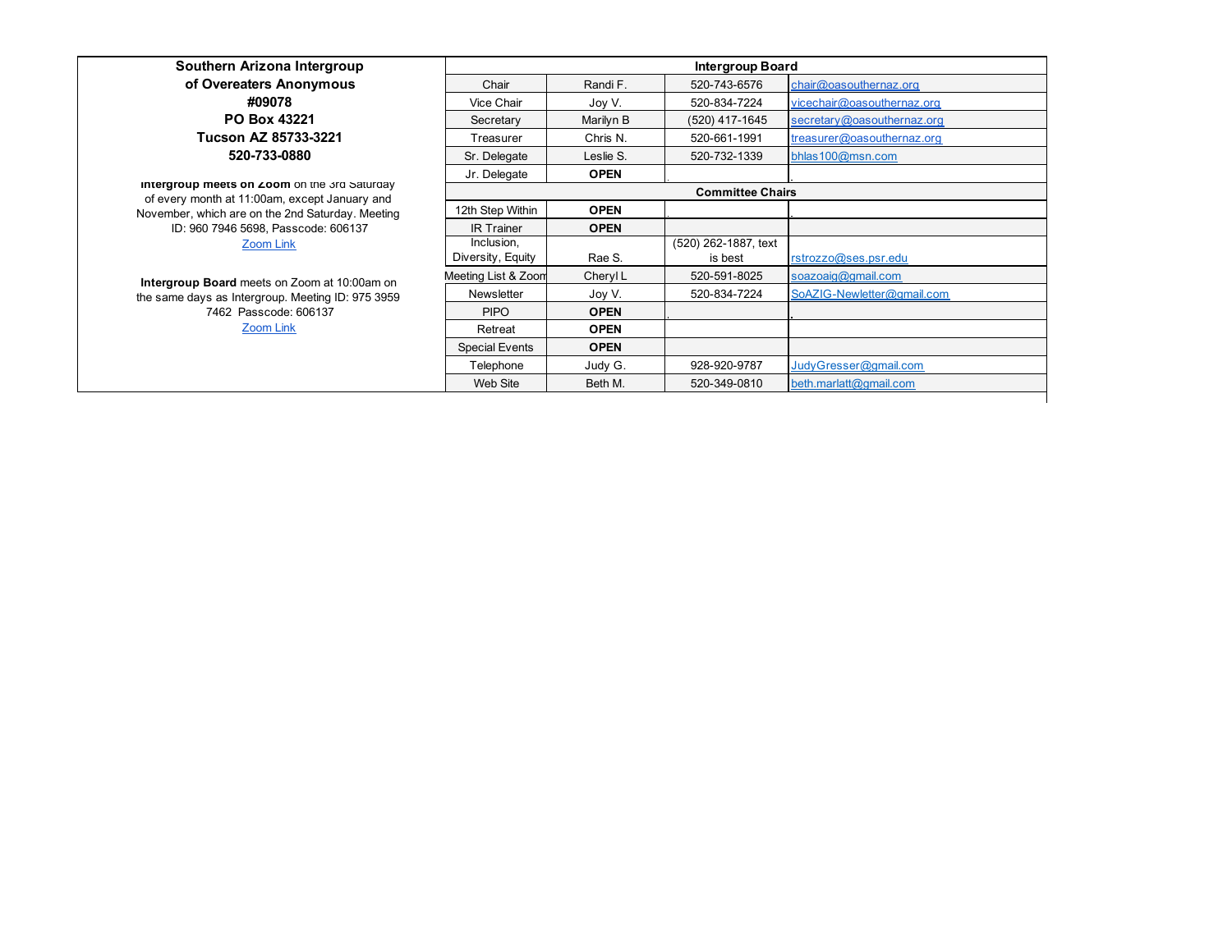**Southern Arizona Intergroup**
**of Overeaters Anonymous**
**#09078**
**PO Box 43221**
**Tucson AZ 85733-3221**
**520-733-0880**

**Intergroup meets on Zoom** on the 3rd Saturday of every month at 11:00am, except January and November, which are on the 2nd Saturday. Meeting ID: 960 7946 5698, Passcode: 606137
Zoom Link

**Intergroup Board** meets on Zoom at 10:00am on the same days as Intergroup. Meeting ID: 975 3959 7462 Passcode: 606137
Zoom Link

| Intergroup Board | | | |
|---|---|---|---|
| Chair | Randi F. | 520-743-6576 | chair@oasouthernaz.org |
| Vice Chair | Joy V. | 520-834-7224 | vicechair@oasouthernaz.org |
| Secretary | Marilyn B | (520) 417-1645 | secretary@oasouthernaz.org |
| Treasurer | Chris N. | 520-661-1991 | treasurer@oasouthernaz.org |
| Sr. Delegate | Leslie S. | 520-732-1339 | bhlas100@msn.com |
| Jr. Delegate | **OPEN** | | |
| **Committee Chairs** | | | |
| 12th Step Within | **OPEN** | | |
| IR Trainer | **OPEN** | | |
| Inclusion, Diversity, Equity | Rae S. | (520) 262-1887, text is best | rstrozzo@ses.psr.edu |
| Meeting List & Zoom | Cheryl L | 520-591-8025 | soazoaig@gmail.com |
| Newsletter | Joy V. | 520-834-7224 | SoAZIG-Newletter@gmail.com |
| PIPO | **OPEN** | | |
| Retreat | **OPEN** | | |
| Special Events | **OPEN** | | |
| Telephone | Judy G. | 928-920-9787 | JudyGresser@gmail.com |
| Web Site | Beth M. | 520-349-0810 | beth.marlatt@gmail.com |